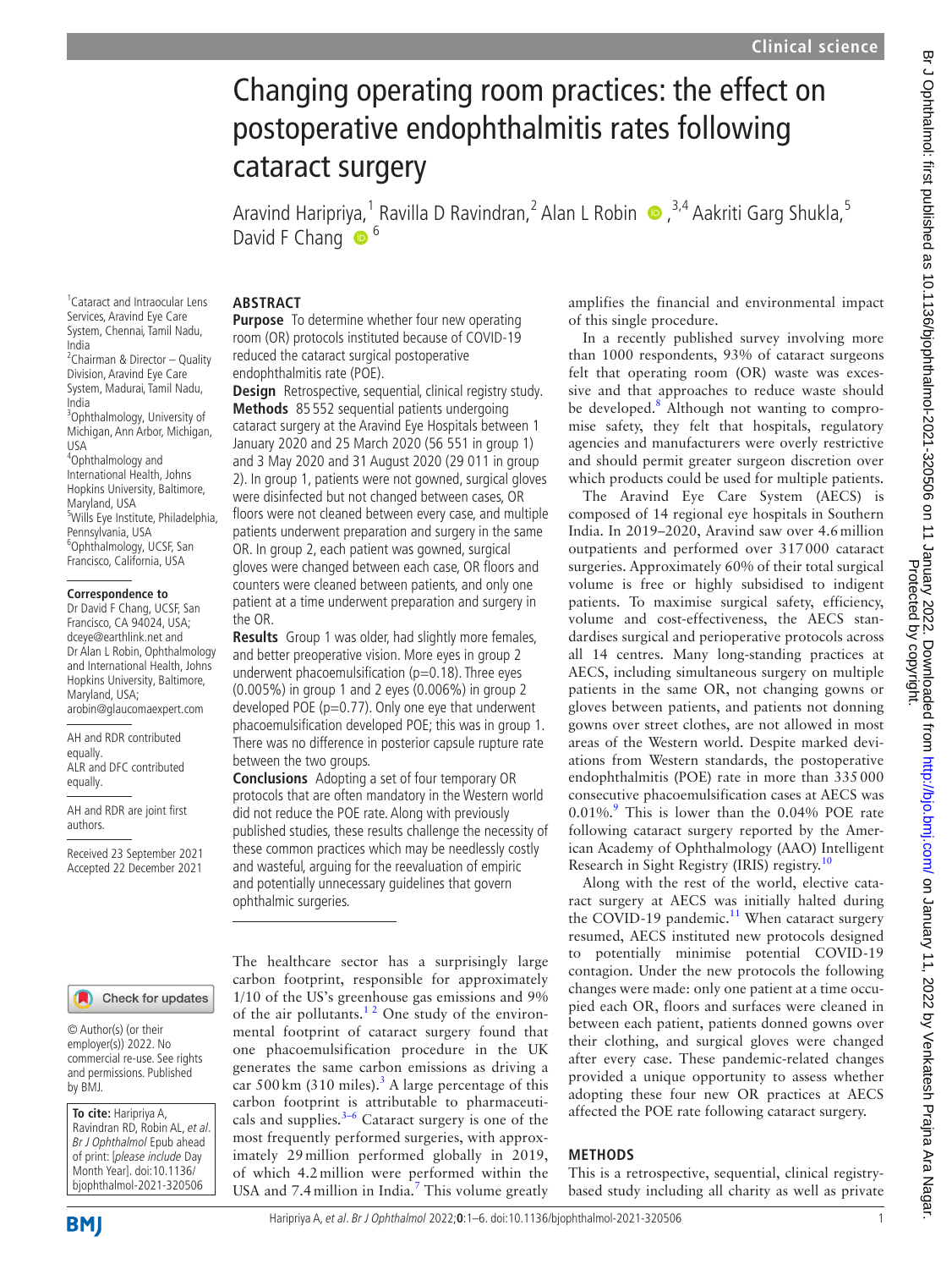# Changing operating room practices: the effect on postoperative endophthalmitis rates following cataract surgery

Aravind Haripriya,[1] Ravilla D Ravindran,[2] Alan L Robin,[3,4] Aakriti Garg Shukla,[5] David F Chang[6]

[1]Cataract and Intraocular Lens Services, Aravind Eye Care System, Chennai, Tamil Nadu, India
[2]Chairman & Director – Quality Division, Aravind Eye Care System, Madurai, Tamil Nadu, India
[3]Ophthalmology, University of Michigan, Ann Arbor, Michigan, USA
[4]Ophthalmology and International Health, Johns Hopkins University, Baltimore, Maryland, USA
[5]Wills Eye Institute, Philadelphia, Pennsylvania, USA
[6]Ophthalmology, UCSF, San Francisco, California, USA

**Correspondence to**
Dr David F Chang, UCSF, San Francisco, CA 94024, USA; dceye@earthlink.net and Dr Alan L Robin, Ophthalmology and International Health, Johns Hopkins University, Baltimore, Maryland, USA; arobin@glaucomaexpert.com

AH and RDR contributed equally.
ALR and DFC contributed equally.

AH and RDR are joint first authors.

Received 23 September 2021
Accepted 22 December 2021

© Author(s) (or their employer(s)) 2022. No commercial re-use. See rights and permissions. Published by BMJ.

**To cite:** Haripriya A, Ravindran RD, Robin AL, *et al*. *Br J Ophthalmol* Epub ahead of print: [*please include* Day Month Year]. doi:10.1136/bjophthalmol-2021-320506

## ABSTRACT

**Purpose** To determine whether four new operating room (OR) protocols instituted because of COVID-19 reduced the cataract surgical postoperative endophthalmitis rate (POE).

**Design** Retrospective, sequential, clinical registry study.

**Methods** 85 552 sequential patients undergoing cataract surgery at the Aravind Eye Hospitals between 1 January 2020 and 25 March 2020 (56 551 in group 1) and 3 May 2020 and 31 August 2020 (29 011 in group 2). In group 1, patients were not gowned, surgical gloves were disinfected but not changed between cases, OR floors were not cleaned between every case, and multiple patients underwent preparation and surgery in the same OR. In group 2, each patient was gowned, surgical gloves were changed between each case, OR floors and counters were cleaned between patients, and only one patient at a time underwent preparation and surgery in the OR.

**Results** Group 1 was older, had slightly more females, and better preoperative vision. More eyes in group 2 underwent phacoemulsification (p=0.18). Three eyes (0.005%) in group 1 and 2 eyes (0.006%) in group 2 developed POE (p=0.77). Only one eye that underwent phacoemulsification developed POE; this was in group 1. There was no difference in posterior capsule rupture rate between the two groups.

**Conclusions** Adopting a set of four temporary OR protocols that are often mandatory in the Western world did not reduce the POE rate. Along with previously published studies, these results challenge the necessity of these common practices which may be needlessly costly and wasteful, arguing for the reevaluation of empiric and potentially unnecessary guidelines that govern ophthalmic surgeries.

The healthcare sector has a surprisingly large carbon footprint, responsible for approximately 1/10 of the US's greenhouse gas emissions and 9% of the air pollutants.[1,2] One study of the environmental footprint of cataract surgery found that one phacoemulsification procedure in the UK generates the same carbon emissions as driving a car 500 km (310 miles).[3] A large percentage of this carbon footprint is attributable to pharmaceuticals and supplies.[3–6] Cataract surgery is one of the most frequently performed surgeries, with approximately 29 million performed globally in 2019, of which 4.2 million were performed within the USA and 7.4 million in India.[7] This volume greatly amplifies the financial and environmental impact of this single procedure.

In a recently published survey involving more than 1000 respondents, 93% of cataract surgeons felt that operating room (OR) waste was excessive and that approaches to reduce waste should be developed.[8] Although not wanting to compromise safety, they felt that hospitals, regulatory agencies and manufacturers were overly restrictive and should permit greater surgeon discretion over which products could be used for multiple patients.

The Aravind Eye Care System (AECS) is composed of 14 regional eye hospitals in Southern India. In 2019–2020, Aravind saw over 4.6 million outpatients and performed over 317 000 cataract surgeries. Approximately 60% of their total surgical volume is free or highly subsidised to indigent patients. To maximise surgical safety, efficiency, volume and cost-effectiveness, the AECS standardises surgical and perioperative protocols across all 14 centres. Many long-standing practices at AECS, including simultaneous surgery on multiple patients in the same OR, not changing gowns or gloves between patients, and patients not donning gowns over street clothes, are not allowed in most areas of the Western world. Despite marked deviations from Western standards, the postoperative endophthalmitis (POE) rate in more than 335 000 consecutive phacoemulsification cases at AECS was 0.01%.[9] This is lower than the 0.04% POE rate following cataract surgery reported by the American Academy of Ophthalmology (AAO) Intelligent Research in Sight Registry (IRIS) registry.[10]

Along with the rest of the world, elective cataract surgery at AECS was initially halted during the COVID-19 pandemic.[11] When cataract surgery resumed, AECS instituted new protocols designed to potentially minimise potential COVID-19 contagion. Under the new protocols the following changes were made: only one patient at a time occupied each OR, floors and surfaces were cleaned in between each patient, patients donned gowns over their clothing, and surgical gloves were changed after every case. These pandemic-related changes provided a unique opportunity to assess whether adopting these four new OR practices at AECS affected the POE rate following cataract surgery.

## METHODS

This is a retrospective, sequential, clinical registry-based study including all charity as well as private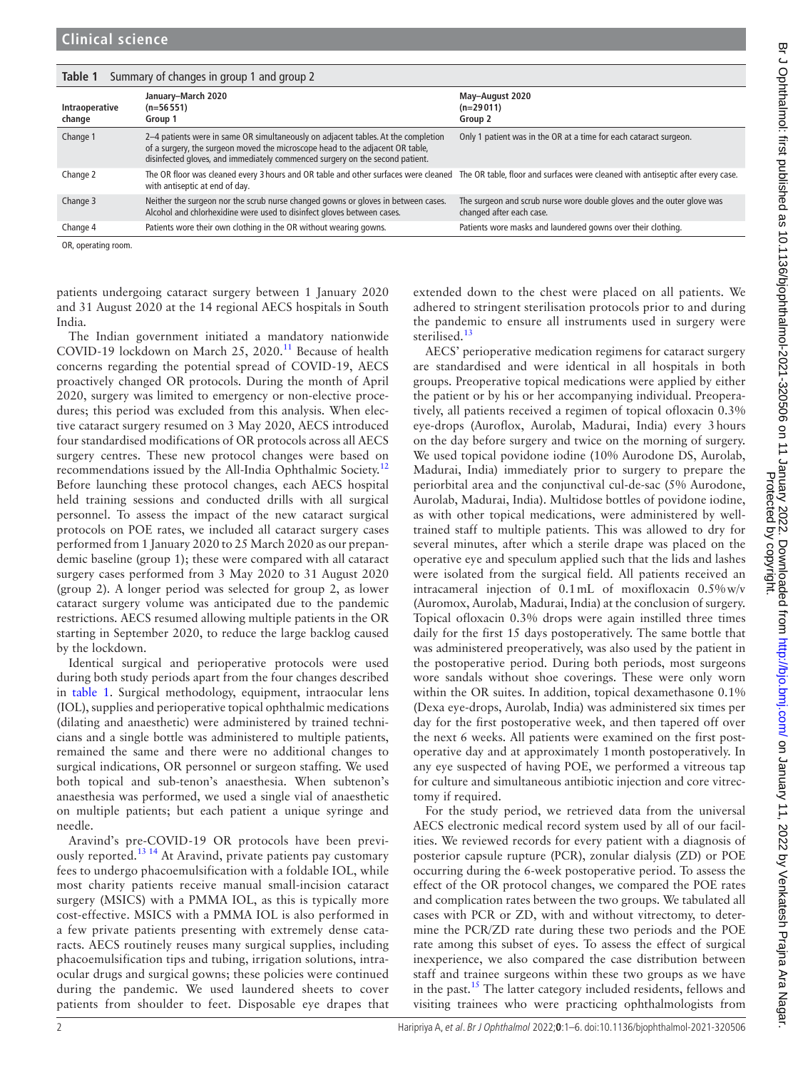**Table 1** Summary of changes in group 1 and group 2

| Intraoperative change | January–March 2020 (n=56 551) Group 1 | May–August 2020 (n=29 011) Group 2 |
|---|---|---|
| Change 1 | 2–4 patients were in same OR simultaneously on adjacent tables. At the completion of a surgery, the surgeon moved the microscope head to the adjacent OR table, disinfected gloves, and immediately commenced surgery on the second patient. | Only 1 patient was in the OR at a time for each cataract surgeon. |
| Change 2 | The OR floor was cleaned every 3 hours and OR table and other surfaces were cleaned with antiseptic at end of day. | The OR table, floor and surfaces were cleaned with antiseptic after every case. |
| Change 3 | Neither the surgeon nor the scrub nurse changed gowns or gloves in between cases. Alcohol and chlorhexidine were used to disinfect gloves between cases. | The surgeon and scrub nurse wore double gloves and the outer glove was changed after each case. |
| Change 4 | Patients wore their own clothing in the OR without wearing gowns. | Patients wore masks and laundered gowns over their clothing. |

OR, operating room.

patients undergoing cataract surgery between 1 January 2020 and 31 August 2020 at the 14 regional AECS hospitals in South India.

The Indian government initiated a mandatory nationwide COVID-19 lockdown on March 25, 2020.[11] Because of health concerns regarding the potential spread of COVID-19, AECS proactively changed OR protocols. During the month of April 2020, surgery was limited to emergency or non-elective procedures; this period was excluded from this analysis. When elective cataract surgery resumed on 3 May 2020, AECS introduced four standardised modifications of OR protocols across all AECS surgery centres. These new protocol changes were based on recommendations issued by the All-India Ophthalmic Society.[12] Before launching these protocol changes, each AECS hospital held training sessions and conducted drills with all surgical personnel. To assess the impact of the new cataract surgical protocols on POE rates, we included all cataract surgery cases performed from 1 January 2020 to 25 March 2020 as our prepandemic baseline (group 1); these were compared with all cataract surgery cases performed from 3 May 2020 to 31 August 2020 (group 2). A longer period was selected for group 2, as lower cataract surgery volume was anticipated due to the pandemic restrictions. AECS resumed allowing multiple patients in the OR starting in September 2020, to reduce the large backlog caused by the lockdown.

Identical surgical and perioperative protocols were used during both study periods apart from the four changes described in table 1. Surgical methodology, equipment, intraocular lens (IOL), supplies and perioperative topical ophthalmic medications (dilating and anaesthetic) were administered by trained technicians and a single bottle was administered to multiple patients, remained the same and there were no additional changes to surgical indications, OR personnel or surgeon staffing. We used both topical and sub-tenon's anaesthesia. When subtenon's anaesthesia was performed, we used a single vial of anaesthetic on multiple patients; but each patient a unique syringe and needle.

Aravind's pre-COVID-19 OR protocols have been previously reported.[13 14] At Aravind, private patients pay customary fees to undergo phacoemulsification with a foldable IOL, while most charity patients receive manual small-incision cataract surgery (MSICS) with a PMMA IOL, as this is typically more cost-effective. MSICS with a PMMA IOL is also performed in a few private patients presenting with extremely dense cataracts. AECS routinely reuses many surgical supplies, including phacoemulsification tips and tubing, irrigation solutions, intraocular drugs and surgical gowns; these policies were continued during the pandemic. We used laundered sheets to cover patients from shoulder to feet. Disposable eye drapes that extended down to the chest were placed on all patients. We adhered to stringent sterilisation protocols prior to and during the pandemic to ensure all instruments used in surgery were sterilised.[13]

AECS' perioperative medication regimens for cataract surgery are standardised and were identical in all hospitals in both groups. Preoperative topical medications were applied by either the patient or by his or her accompanying individual. Preoperatively, all patients received a regimen of topical ofloxacin 0.3% eye-drops (Auroflox, Aurolab, Madurai, India) every 3 hours on the day before surgery and twice on the morning of surgery. We used topical povidone iodine (10% Aurodone DS, Aurolab, Madurai, India) immediately prior to surgery to prepare the periorbital area and the conjunctival cul-de-sac (5% Aurodone, Aurolab, Madurai, India). Multidose bottles of povidone iodine, as with other topical medications, were administered by well-trained staff to multiple patients. This was allowed to dry for several minutes, after which a sterile drape was placed on the operative eye and speculum applied such that the lids and lashes were isolated from the surgical field. All patients received an intracameral injection of 0.1 mL of moxifloxacin 0.5% w/v (Auromox, Aurolab, Madurai, India) at the conclusion of surgery. Topical ofloxacin 0.3% drops were again instilled three times daily for the first 15 days postoperatively. The same bottle that was administered preoperatively, was also used by the patient in the postoperative period. During both periods, most surgeons wore sandals without shoe coverings. These were only worn within the OR suites. In addition, topical dexamethasone 0.1% (Dexa eye-drops, Aurolab, India) was administered six times per day for the first postoperative week, and then tapered off over the next 6 weeks. All patients were examined on the first postoperative day and at approximately 1 month postoperatively. In any eye suspected of having POE, we performed a vitreous tap for culture and simultaneous antibiotic injection and core vitrectomy if required.

For the study period, we retrieved data from the universal AECS electronic medical record system used by all of our facilities. We reviewed records for every patient with a diagnosis of posterior capsule rupture (PCR), zonular dialysis (ZD) or POE occurring during the 6-week postoperative period. To assess the effect of the OR protocol changes, we compared the POE rates and complication rates between the two groups. We tabulated all cases with PCR or ZD, with and without vitrectomy, to determine the PCR/ZD rate during these two periods and the POE rate among this subset of eyes. To assess the effect of surgical inexperience, we also compared the case distribution between staff and trainee surgeons within these two groups as we have in the past.[15] The latter category included residents, fellows and visiting trainees who were practicing ophthalmologists from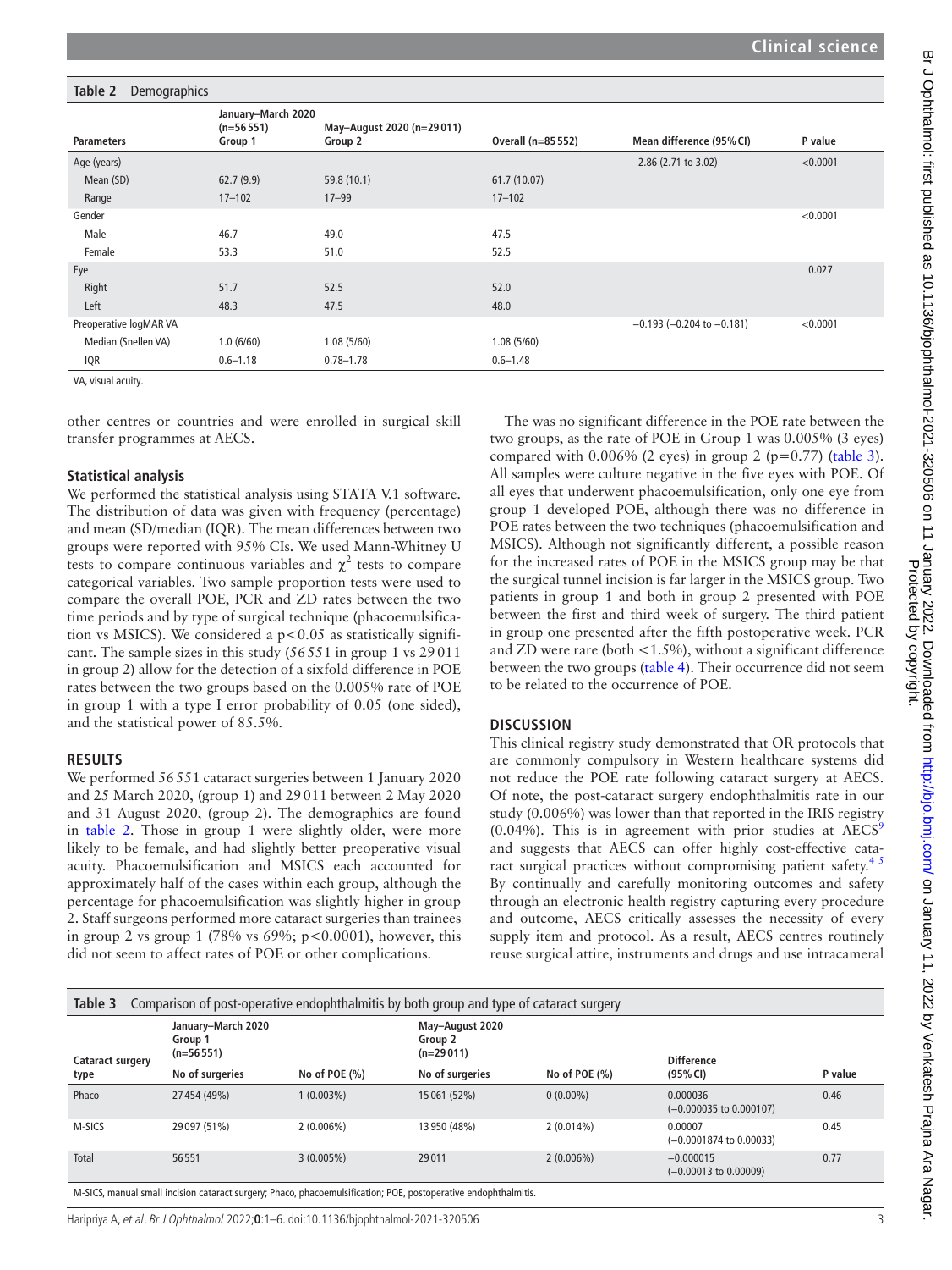**Table 2** Demographics

| Parameters | January–March 2020 (n=56 551) Group 1 | May–August 2020 (n=29 011) Group 2 | Overall (n=85 552) | Mean difference (95% CI) | P value |
|---|---|---|---|---|---|
| Age (years) | | | | 2.86 (2.71 to 3.02) | <0.0001 |
| Mean (SD) | 62.7 (9.9) | 59.8 (10.1) | 61.7 (10.07) | | |
| Range | 17–102 | 17–99 | 17–102 | | |
| Gender | | | | | <0.0001 |
| Male | 46.7 | 49.0 | 47.5 | | |
| Female | 53.3 | 51.0 | 52.5 | | |
| Eye | | | | | 0.027 |
| Right | 51.7 | 52.5 | 52.0 | | |
| Left | 48.3 | 47.5 | 48.0 | | |
| Preoperative logMAR VA | | | | −0.193 (−0.204 to −0.181) | <0.0001 |
| Median (Snellen VA) | 1.0 (6/60) | 1.08 (5/60) | 1.08 (5/60) | | |
| IQR | 0.6–1.18 | 0.78–1.78 | 0.6–1.48 | | |

VA, visual acuity.

other centres or countries and were enrolled in surgical skill transfer programmes at AECS.

### Statistical analysis

We performed the statistical analysis using STATA V.1 software. The distribution of data was given with frequency (percentage) and mean (SD/median (IQR). The mean differences between two groups were reported with 95% CIs. We used Mann-Whitney U tests to compare continuous variables and $\chi^2$ tests to compare categorical variables. Two sample proportion tests were used to compare the overall POE, PCR and ZD rates between the two time periods and by type of surgical technique (phacoemulsification vs MSICS). We considered a $p<0.05$ as statistically significant. The sample sizes in this study (56 551 in group 1 vs 29 011 in group 2) allow for the detection of a sixfold difference in POE rates between the two groups based on the 0.005% rate of POE in group 1 with a type I error probability of 0.05 (one sided), and the statistical power of 85.5%.

## RESULTS

We performed 56 551 cataract surgeries between 1 January 2020 and 25 March 2020, (group 1) and 29 011 between 2 May 2020 and 31 August 2020, (group 2). The demographics are found in table 2. Those in group 1 were slightly older, were more likely to be female, and had slightly better preoperative visual acuity. Phacoemulsification and MSICS each accounted for approximately half of the cases within each group, although the percentage for phacoemulsification was slightly higher in group 2. Staff surgeons performed more cataract surgeries than trainees in group 2 vs group 1 (78% vs 69%; $p<0.0001$), however, this did not seem to affect rates of POE or other complications.

The was no significant difference in the POE rate between the two groups, as the rate of POE in Group 1 was 0.005% (3 eyes) compared with 0.006% (2 eyes) in group 2 ($p=0.77$) (table 3). All samples were culture negative in the five eyes with POE. Of all eyes that underwent phacoemulsification, only one eye from group 1 developed POE, although there was no difference in POE rates between the two techniques (phacoemulsification and MSICS). Although not significantly different, a possible reason for the increased rates of POE in the MSICS group may be that the surgical tunnel incision is far larger in the MSICS group. Two patients in group 1 and both in group 2 presented with POE between the first and third week of surgery. The third patient in group one presented after the fifth postoperative week. PCR and ZD were rare (both <1.5%), without a significant difference between the two groups (table 4). Their occurrence did not seem to be related to the occurrence of POE.

## DISCUSSION

This clinical registry study demonstrated that OR protocols that are commonly compulsory in Western healthcare systems did not reduce the POE rate following cataract surgery at AECS. Of note, the post-cataract surgery endophthalmitis rate in our study (0.006%) was lower than that reported in the IRIS registry (0.04%). This is in agreement with prior studies at AECS[9] and suggests that AECS can offer highly cost-effective cataract surgical practices without compromising patient safety.[4 5] By continually and carefully monitoring outcomes and safety through an electronic health registry capturing every procedure and outcome, AECS critically assesses the necessity of every supply item and protocol. As a result, AECS centres routinely reuse surgical attire, instruments and drugs and use intracameral

**Table 3** Comparison of post-operative endophthalmitis by both group and type of cataract surgery

| Cataract surgery type | January–March 2020 Group 1 (n=56 551) | | May–August 2020 Group 2 (n=29 011) | | Difference (95% CI) | P value |
|---|---|---|---|---|---|---|
| | No of surgeries | No of POE (%) | No of surgeries | No of POE (%) | | |
| Phaco | 27 454 (49%) | 1 (0.003%) | 15 061 (52%) | 0 (0.00%) | 0.000036 (−0.000035 to 0.000107) | 0.46 |
| M-SICS | 29 097 (51%) | 2 (0.006%) | 13 950 (48%) | 2 (0.014%) | 0.00007 (−0.0001874 to 0.00033) | 0.45 |
| Total | 56 551 | 3 (0.005%) | 29 011 | 2 (0.006%) | −0.000015 (−0.00013 to 0.00009) | 0.77 |

M-SICS, manual small incision cataract surgery; Phaco, phacoemulsification; POE, postoperative endophthalmitis.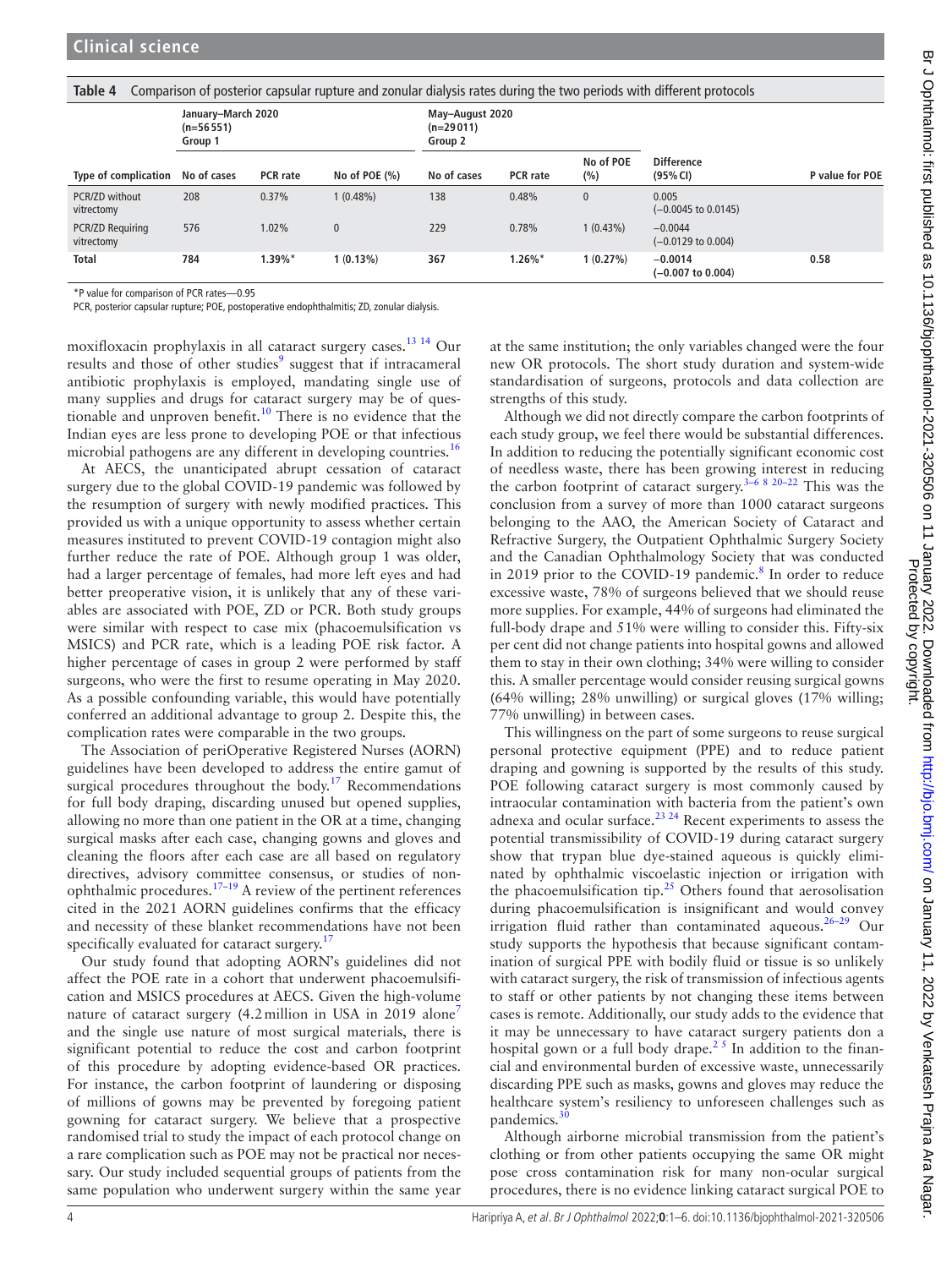**Table 4** Comparison of posterior capsular rupture and zonular dialysis rates during the two periods with different protocols

| Type of complication | January–March 2020 (n=56 551) Group 1 | | | May–August 2020 (n=29 011) Group 2 | | | Difference (95% CI) | P value for POE |
|---|---|---|---|---|---|---|---|---|
| | No of cases | PCR rate | No of POE (%) | No of cases | PCR rate | No of POE (%) | | |
| PCR/ZD without vitrectomy | 208 | 0.37% | 1 (0.48%) | 138 | 0.48% | 0 | 0.005 (−0.0045 to 0.0145) | |
| PCR/ZD Requiring vitrectomy | 576 | 1.02% | 0 | 229 | 0.78% | 1 (0.43%) | −0.0044 (−0.0129 to 0.004) | |
| **Total** | **784** | **1.39%*** | **1 (0.13%)** | **367** | **1.26%*** | **1 (0.27%)** | **−0.0014 (−0.007 to 0.004)** | **0.58** |

*P value for comparison of PCR rates—0.95

PCR, posterior capsular rupture; POE, postoperative endophthalmitis; ZD, zonular dialysis.

moxifloxacin prophylaxis in all cataract surgery cases.[13 14] Our results and those of other studies[9] suggest that if intracameral antibiotic prophylaxis is employed, mandating single use of many supplies and drugs for cataract surgery may be of questionable and unproven benefit.[10] There is no evidence that the Indian eyes are less prone to developing POE or that infectious microbial pathogens are any different in developing countries.[16]

At AECS, the unanticipated abrupt cessation of cataract surgery due to the global COVID-19 pandemic was followed by the resumption of surgery with newly modified practices. This provided us with a unique opportunity to assess whether certain measures instituted to prevent COVID-19 contagion might also further reduce the rate of POE. Although group 1 was older, had a larger percentage of females, had more left eyes and had better preoperative vision, it is unlikely that any of these variables are associated with POE, ZD or PCR. Both study groups were similar with respect to case mix (phacoemulsification vs MSICS) and PCR rate, which is a leading POE risk factor. A higher percentage of cases in group 2 were performed by staff surgeons, who were the first to resume operating in May 2020. As a possible confounding variable, this would have potentially conferred an additional advantage to group 2. Despite this, the complication rates were comparable in the two groups.

The Association of periOperative Registered Nurses (AORN) guidelines have been developed to address the entire gamut of surgical procedures throughout the body.[17] Recommendations for full body draping, discarding unused but opened supplies, allowing no more than one patient in the OR at a time, changing surgical masks after each case, changing gowns and gloves and cleaning the floors after each case are all based on regulatory directives, advisory committee consensus, or studies of non-ophthalmic procedures.[17–19] A review of the pertinent references cited in the 2021 AORN guidelines confirms that the efficacy and necessity of these blanket recommendations have not been specifically evaluated for cataract surgery.[17]

Our study found that adopting AORN's guidelines did not affect the POE rate in a cohort that underwent phacoemulsification and MSICS procedures at AECS. Given the high-volume nature of cataract surgery (4.2 million in USA in 2019 alone[7] and the single use nature of most surgical materials, there is significant potential to reduce the cost and carbon footprint of this procedure by adopting evidence-based OR practices. For instance, the carbon footprint of laundering or disposing of millions of gowns may be prevented by foregoing patient gowning for cataract surgery. We believe that a prospective randomised trial to study the impact of each protocol change on a rare complication such as POE may not be practical nor necessary. Our study included sequential groups of patients from the same population who underwent surgery within the same year at the same institution; the only variables changed were the four new OR protocols. The short study duration and system-wide standardisation of surgeons, protocols and data collection are strengths of this study.

Although we did not directly compare the carbon footprints of each study group, we feel there would be substantial differences. In addition to reducing the potentially significant economic cost of needless waste, there has been growing interest in reducing the carbon footprint of cataract surgery.[3–6 8 20–22] This was the conclusion from a survey of more than 1000 cataract surgeons belonging to the AAO, the American Society of Cataract and Refractive Surgery, the Outpatient Ophthalmic Surgery Society and the Canadian Ophthalmology Society that was conducted in 2019 prior to the COVID-19 pandemic.[8] In order to reduce excessive waste, 78% of surgeons believed that we should reuse more supplies. For example, 44% of surgeons had eliminated the full-body drape and 51% were willing to consider this. Fifty-six per cent did not change patients into hospital gowns and allowed them to stay in their own clothing; 34% were willing to consider this. A smaller percentage would consider reusing surgical gowns (64% willing; 28% unwilling) or surgical gloves (17% willing; 77% unwilling) in between cases.

This willingness on the part of some surgeons to reuse surgical personal protective equipment (PPE) and to reduce patient draping and gowning is supported by the results of this study. POE following cataract surgery is most commonly caused by intraocular contamination with bacteria from the patient's own adnexa and ocular surface.[23 24] Recent experiments to assess the potential transmissibility of COVID-19 during cataract surgery show that trypan blue dye-stained aqueous is quickly eliminated by ophthalmic viscoelastic injection or irrigation with the phacoemulsification tip.[25] Others found that aerosolisation during phacoemulsification is insignificant and would convey irrigation fluid rather than contaminated aqueous.[26–29] Our study supports the hypothesis that because significant contamination of surgical PPE with bodily fluid or tissue is so unlikely with cataract surgery, the risk of transmission of infectious agents to staff or other patients by not changing these items between cases is remote. Additionally, our study adds to the evidence that it may be unnecessary to have cataract surgery patients don a hospital gown or a full body drape.[2 5] In addition to the financial and environmental burden of excessive waste, unnecessarily discarding PPE such as masks, gowns and gloves may reduce the healthcare system's resiliency to unforeseen challenges such as pandemics.[30]

Although airborne microbial transmission from the patient's clothing or from other patients occupying the same OR might pose cross contamination risk for many non-ocular surgical procedures, there is no evidence linking cataract surgical POE to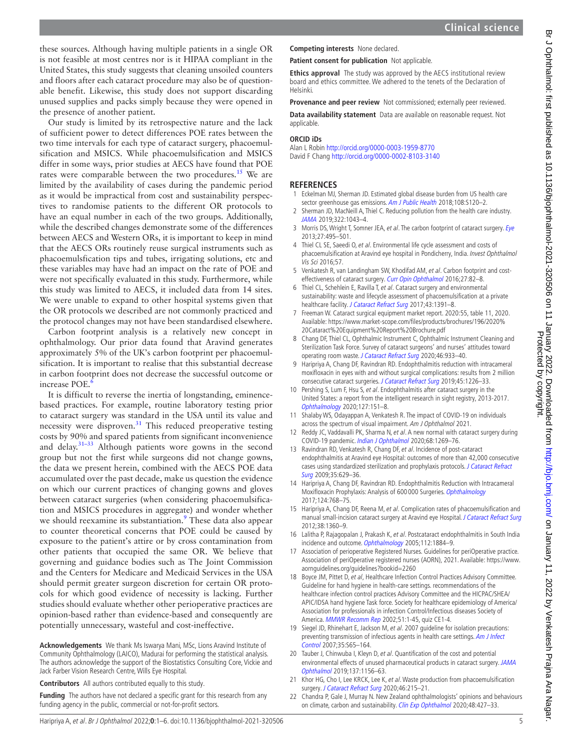these sources. Although having multiple patients in a single OR is not feasible at most centres nor is it HIPAA compliant in the United States, this study suggests that cleaning unsoiled counters and floors after each cataract procedure may also be of questionable benefit. Likewise, this study does not support discarding unused supplies and packs simply because they were opened in the presence of another patient.

Our study is limited by its retrospective nature and the lack of sufficient power to detect differences POE rates between the two time intervals for each type of cataract surgery, phacoemulsification and MSICS. While phacoemulsification and MSICS differ in some ways, prior studies at AECS have found that POE rates were comparable between the two procedures.[15] We are limited by the availability of cases during the pandemic period as it would be impractical from cost and sustainability perspectives to randomise patients to the different OR protocols to have an equal number in each of the two groups. Additionally, while the described changes demonstrate some of the differences between AECS and Western ORs, it is important to keep in mind that the AECS ORs routinely reuse surgical instruments such as phacoemulsfication tips and tubes, irrigating solutions, etc and these variables may have had an impact on the rate of POE and were not specifically evaluated in this study. Furthermore, while this study was limited to AECS, it included data from 14 sites. We were unable to expand to other hospital systems given that the OR protocols we described are not commonly practiced and the protocol changes may not have been standardised elsewhere.

Carbon footprint analysis is a relatively new concept in ophthalmology. Our prior data found that Aravind generates approximately 5% of the UK's carbon footprint per phacoemulsification. It is important to realise that this substantial decrease in carbon footprint does not decrease the successful outcome or increase POE.[6]

It is difficult to reverse the inertia of longstanding, eminence-based practices. For example, routine laboratory testing prior to cataract surgery was standard in the USA until its value and necessity were disproven.[31] This reduced preoperative testing costs by 90% and spared patients from significant inconvenience and delay.[31–33] Although patients wore gowns in the second group but not the first while surgeons did not change gowns, the data we present herein, combined with the AECS POE data accumulated over the past decade, make us question the evidence on which our current practices of changing gowns and gloves between cataract surgeries (when considering phacoemulsification and MSICS procedures in aggregate) and wonder whether we should reexamine its substantiation.[9] These data also appear to counter theoretical concerns that POE could be caused by exposure to the patient's attire or by cross contamination from other patients that occupied the same OR. We believe that governing and guidance bodies such as The Joint Commission and the Centers for Medicare and Medicaid Services in the USA should permit greater surgeon discretion for certain OR protocols for which good evidence of necessity is lacking. Further studies should evaluate whether other perioperative practices are opinion-based rather than evidence-based and consequently are potentially unnecessary, wasteful and cost-ineffective.

**Acknowledgements** We thank Ms Iswarya Mani, MSc, Lions Aravind Institute of Community Ophthalmology (LAICO), Madurai for performing the statistical analysis. The authors acknowledge the support of the Biostatistics Consulting Core, Vickie and Jack Farber Vision Research Centre, Wills Eye Hospital.

**Contributors** All authors contributed equally to this study.

**Funding** The authors have not declared a specific grant for this research from any funding agency in the public, commercial or not-for-profit sectors.

**Competing interests** None declared.

**Patient consent for publication** Not applicable.

**Ethics approval** The study was approved by the AECS institutional review board and ethics committee. We adhered to the tenets of the Declaration of Helsinki.

**Provenance and peer review** Not commissioned; externally peer reviewed.

**Data availability statement** Data are available on reasonable request. Not applicable.

### ORCID iDs

Alan L Robin http://orcid.org/0000-0003-1959-8770
David F Chang http://orcid.org/0000-0002-8103-3140

## REFERENCES

1. Eckelman MJ, Sherman JD. Estimated global disease burden from US health care sector greenhouse gas emissions. *Am J Public Health* 2018;108:S120–2.
2. Sherman JD, MacNeill A, Thiel C. Reducing pollution from the health care industry. *JAMA* 2019;322:1043–4.
3. Morris DS, Wright T, Somner JEA, *et al*. The carbon footprint of cataract surgery. *Eye* 2013;27:495–501.
4. Thiel CL SE, Saeedi O, *et al*. Environmental life cycle assessment and costs of phacoemulsification at Aravind eye hospital in Pondicherry, India. *Invest Ophthalmol Vis Sci* 2016;57.
5. Venkatesh R, van Landingham SW, Khodifad AM, *et al*. Carbon footprint and cost-effectiveness of cataract surgery. *Curr Opin Ophthalmol* 2016;27:82–8.
6. Thiel CL, Schehlein E, Ravilla T, *et al*. Cataract surgery and environmental sustainability: waste and lifecycle assessment of phacoemulsification at a private healthcare facility. *J Cataract Refract Surg* 2017;43:1391–8.
7. Freeman W. Cataract surgical equipment market report. 2020:55, table 11, 2020. Available: https://www.market-scope.com/files/products/brochures/196/2020%20Cataract%20Equipment%20Report%20Brochure.pdf
8. Chang DF, Thiel CL, Ophthalmic Instrument C, Ophthalmic Instrument Cleaning and Sterilization Task Force. Survey of cataract surgeons' and nurses' attitudes toward operating room waste. *J Cataract Refract Surg* 2020;46:933–40.
9. Haripriya A, Chang DF, Ravindran RD. Endophthalmitis reduction with intracameral moxifloxacin in eyes with and without surgical complications: results from 2 million consecutive cataract surgeries. *J Cataract Refract Surg* 2019;45:1226–33.
10. Pershing S, Lum F, Hsu S, *et al*. Endophthalmitis after cataract surgery in the United States: a report from the intelligent research in sight registry, 2013-2017. *Ophthalmology* 2020;127:151–8.
11. Shalaby WS, Odayappan A, Venkatesh R. The impact of COVID-19 on individuals across the spectrum of visual impairment. *Am J Ophthalmol* 2021.
12. Reddy JC, Vaddavalli PK, Sharma N, *et al*. A new normal with cataract surgery during COVID-19 pandemic. *Indian J Ophthalmol* 2020;68:1269–76.
13. Ravindran RD, Venkatesh R, Chang DF, *et al*. Incidence of post-cataract endophthalmitis at Aravind eye Hospital: outcomes of more than 42,000 consecutive cases using standardized sterilization and prophylaxis protocols. *J Cataract Refract Surg* 2009;35:629–36.
14. Haripriya A, Chang DF, Ravindran RD. Endophthalmitis Reduction with Intracameral Moxifloxacin Prophylaxis: Analysis of 600 000 Surgeries. *Ophthalmology* 2017;124:768–75.
15. Haripriya A, Chang DF, Reena M, *et al*. Complication rates of phacoemulsification and manual small-incision cataract surgery at Aravind eye Hospital. *J Cataract Refract Surg* 2012;38:1360–9.
16. Lalitha P, Rajagopalan J, Prakash K, *et al*. Postcataract endophthalmitis in South India incidence and outcome. *Ophthalmology* 2005;112:1884–9.
17. Association of perioperative Registered Nurses. Guidelines for periOperative practice. Association of periOperative registered nurses (AORN), 2021. Available: https://www.aornguidelines.org/guidelines?bookid=2260
18. Boyce JM, Pittet D, *et al*, Healthcare Infection Control Practices Advisory Committee. Guideline for hand hygiene in health-care settings. recommendations of the healthcare infection control practices Advisory Committee and the HICPAC/SHEA/APIC/IDSA hand hygiene Task force. Society for healthcare epidemiology of America/Association for professionals in infection Control/Infectious diseases Society of America. *MMWR Recomm Rep* 2002;51:1-45, quiz CE1-4.
19. Siegel JD, Rhinehart E, Jackson M, *et al*. 2007 guideline for isolation precautions: preventing transmission of infectious agents in health care settings. *Am J Infect Control* 2007;35:S65–164.
20. Tauber J, Chinwuba I, Kleyn D, *et al*. Quantification of the cost and potential environmental effects of unused pharmaceutical products in cataract surgery. *JAMA Ophthalmol* 2019;137:1156–63.
21. Khor HG, Cho I, Lee KRCK, Lee K, *et al*. Waste production from phacoemulsification surgery. *J Cataract Refract Surg* 2020;46:215–21.
22. Chandra P, Gale J, Murray N. New Zealand ophthalmologists' opinions and behaviours on climate, carbon and sustainability. *Clin Exp Ophthalmol* 2020;48:427–33.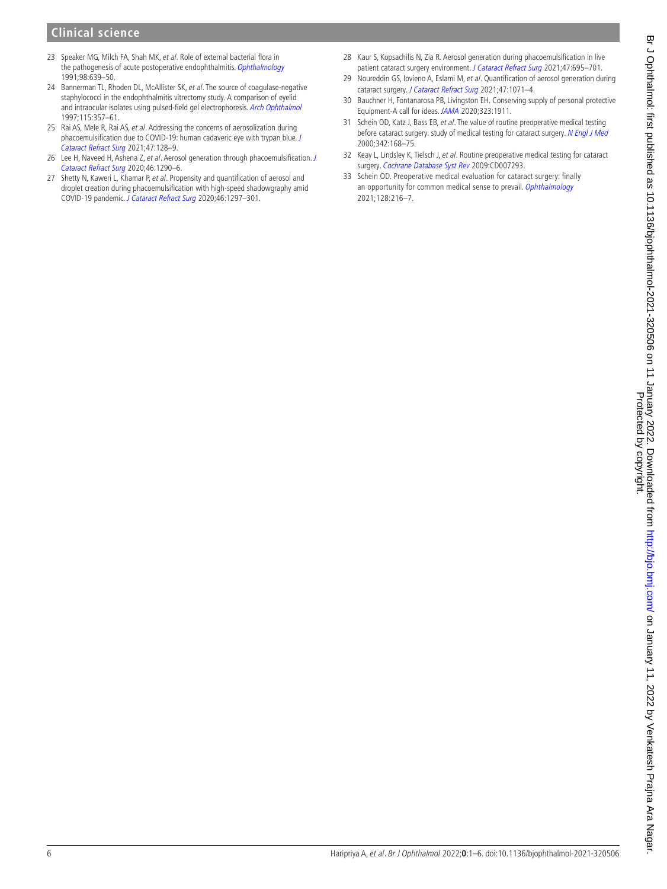23 Speaker MG, Milch FA, Shah MK, *et al*. Role of external bacterial flora in the pathogenesis of acute postoperative endophthalmitis. *Ophthalmology* 1991;98:639–50.

24 Bannerman TL, Rhoden DL, McAllister SK, *et al*. The source of coagulase-negative staphylococci in the endophthalmitis vitrectomy study. A comparison of eyelid and intraocular isolates using pulsed-field gel electrophoresis. *Arch Ophthalmol* 1997;115:357–61.

25 Rai AS, Mele R, Rai AS, *et al*. Addressing the concerns of aerosolization during phacoemulsification due to COVID-19: human cadaveric eye with trypan blue. *J Cataract Refract Surg* 2021;47:128–9.

26 Lee H, Naveed H, Ashena Z, *et al*. Aerosol generation through phacoemulsification. *J Cataract Refract Surg* 2020;46:1290–6.

27 Shetty N, Kaweri L, Khamar P, *et al*. Propensity and quantification of aerosol and droplet creation during phacoemulsification with high-speed shadowgraphy amid COVID-19 pandemic. *J Cataract Refract Surg* 2020;46:1297–301.

28 Kaur S, Kopsachilis N, Zia R. Aerosol generation during phacoemulsification in live patient cataract surgery environment. *J Cataract Refract Surg* 2021;47:695–701.

29 Noureddin GS, Iovieno A, Eslami M, *et al*. Quantification of aerosol generation during cataract surgery. *J Cataract Refract Surg* 2021;47:1071–4.

30 Bauchner H, Fontanarosa PB, Livingston EH. Conserving supply of personal protective Equipment-A call for ideas. *JAMA* 2020;323:1911.

31 Schein OD, Katz J, Bass EB, *et al*. The value of routine preoperative medical testing before cataract surgery. study of medical testing for cataract surgery. *N Engl J Med* 2000;342:168–75.

32 Keay L, Lindsley K, Tielsch J, *et al*. Routine preoperative medical testing for cataract surgery. *Cochrane Database Syst Rev* 2009:CD007293.

33 Schein OD. Preoperative medical evaluation for cataract surgery: finally an opportunity for common medical sense to prevail. *Ophthalmology* 2021;128:216–7.